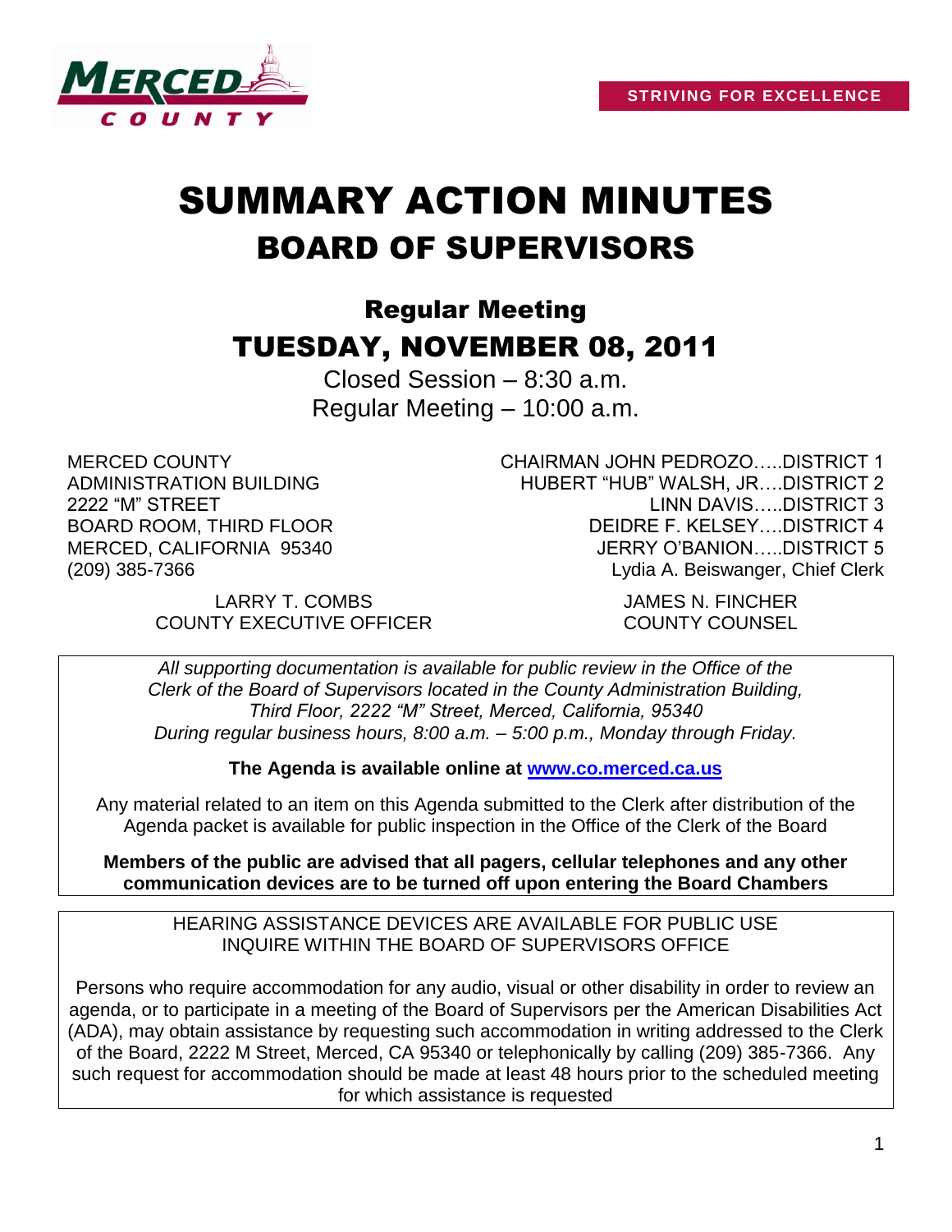MERCED COUNTY

**STRIVING FOR EXCELLENCE**

# SUMMARY ACTION MINUTES
# BOARD OF SUPERVISORS

## Regular Meeting
## TUESDAY, NOVEMBER 08, 2011

Closed Session – 8:30 a.m.
Regular Meeting – 10:00 a.m.

MERCED COUNTY
ADMINISTRATION BUILDING
2222 "M" STREET
BOARD ROOM, THIRD FLOOR
MERCED, CALIFORNIA 95340
(209) 385-7366

CHAIRMAN JOHN PEDROZO…..DISTRICT 1
HUBERT "HUB" WALSH, JR….DISTRICT 2
LINN DAVIS…..DISTRICT 3
DEIDRE F. KELSEY….DISTRICT 4
JERRY O'BANION…..DISTRICT 5
Lydia A. Beiswanger, Chief Clerk

LARRY T. COMBS
COUNTY EXECUTIVE OFFICER

JAMES N. FINCHER
COUNTY COUNSEL

*All supporting documentation is available for public review in the Office of the Clerk of the Board of Supervisors located in the County Administration Building, Third Floor, 2222 "M" Street, Merced, California, 95340 During regular business hours, 8:00 a.m. – 5:00 p.m., Monday through Friday.*

**The Agenda is available online at www.co.merced.ca.us**

Any material related to an item on this Agenda submitted to the Clerk after distribution of the Agenda packet is available for public inspection in the Office of the Clerk of the Board

**Members of the public are advised that all pagers, cellular telephones and any other communication devices are to be turned off upon entering the Board Chambers**

HEARING ASSISTANCE DEVICES ARE AVAILABLE FOR PUBLIC USE
INQUIRE WITHIN THE BOARD OF SUPERVISORS OFFICE

Persons who require accommodation for any audio, visual or other disability in order to review an agenda, or to participate in a meeting of the Board of Supervisors per the American Disabilities Act (ADA), may obtain assistance by requesting such accommodation in writing addressed to the Clerk of the Board, 2222 M Street, Merced, CA 95340 or telephonically by calling (209) 385-7366. Any such request for accommodation should be made at least 48 hours prior to the scheduled meeting for which assistance is requested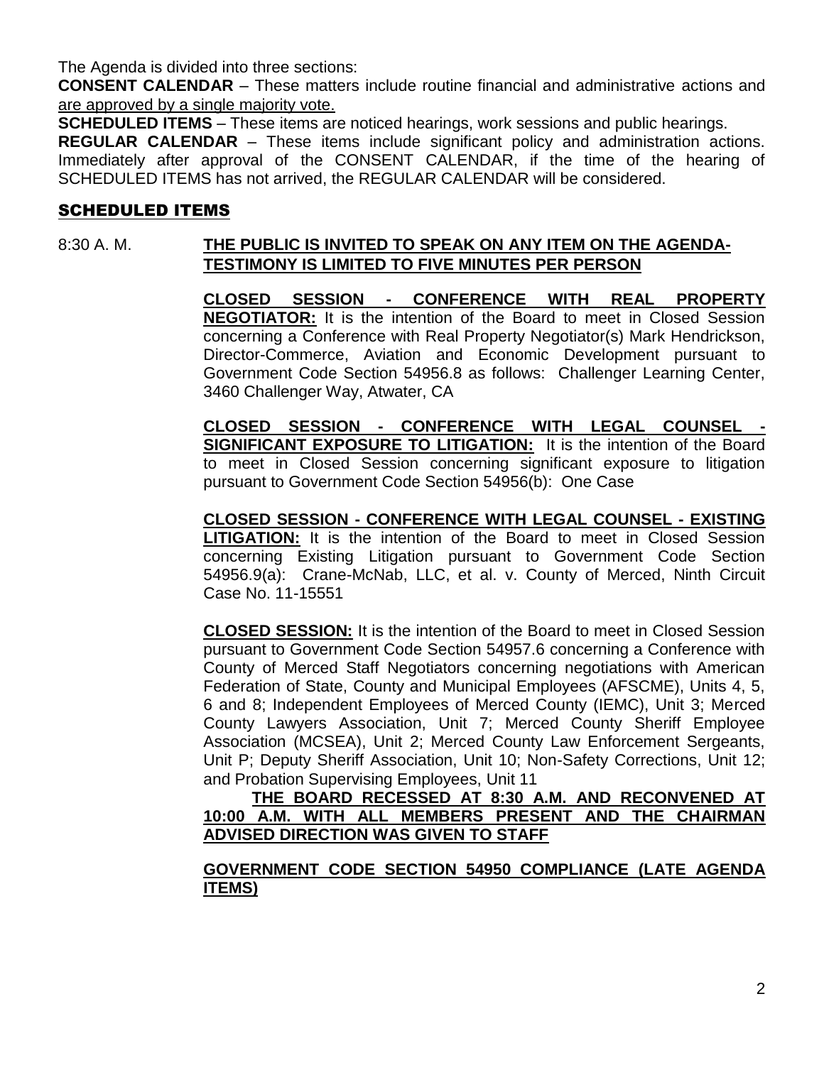The Agenda is divided into three sections:

**CONSENT CALENDAR** – These matters include routine financial and administrative actions and <u>are approved by a single majority vote.</u>

**SCHEDULED ITEMS** – These items are noticed hearings, work sessions and public hearings.

**REGULAR CALENDAR** – These items include significant policy and administration actions. Immediately after approval of the CONSENT CALENDAR, if the time of the hearing of SCHEDULED ITEMS has not arrived, the REGULAR CALENDAR will be considered.

## SCHEDULED ITEMS

8:30 A. M. **THE PUBLIC IS INVITED TO SPEAK ON ANY ITEM ON THE AGENDA-TESTIMONY IS LIMITED TO FIVE MINUTES PER PERSON**

**CLOSED SESSION - CONFERENCE WITH REAL PROPERTY NEGOTIATOR:** It is the intention of the Board to meet in Closed Session concerning a Conference with Real Property Negotiator(s) Mark Hendrickson, Director-Commerce, Aviation and Economic Development pursuant to Government Code Section 54956.8 as follows: Challenger Learning Center, 3460 Challenger Way, Atwater, CA

**CLOSED SESSION - CONFERENCE WITH LEGAL COUNSEL - SIGNIFICANT EXPOSURE TO LITIGATION:** It is the intention of the Board to meet in Closed Session concerning significant exposure to litigation pursuant to Government Code Section 54956(b): One Case

**CLOSED SESSION - CONFERENCE WITH LEGAL COUNSEL - EXISTING LITIGATION:** It is the intention of the Board to meet in Closed Session concerning Existing Litigation pursuant to Government Code Section 54956.9(a): Crane-McNab, LLC, et al. v. County of Merced, Ninth Circuit Case No. 11-15551

**CLOSED SESSION:** It is the intention of the Board to meet in Closed Session pursuant to Government Code Section 54957.6 concerning a Conference with County of Merced Staff Negotiators concerning negotiations with American Federation of State, County and Municipal Employees (AFSCME), Units 4, 5, 6 and 8; Independent Employees of Merced County (IEMC), Unit 3; Merced County Lawyers Association, Unit 7; Merced County Sheriff Employee Association (MCSEA), Unit 2; Merced County Law Enforcement Sergeants, Unit P; Deputy Sheriff Association, Unit 10; Non-Safety Corrections, Unit 12; and Probation Supervising Employees, Unit 11

**THE BOARD RECESSED AT 8:30 A.M. AND RECONVENED AT 10:00 A.M. WITH ALL MEMBERS PRESENT AND THE CHAIRMAN ADVISED DIRECTION WAS GIVEN TO STAFF**

**GOVERNMENT CODE SECTION 54950 COMPLIANCE (LATE AGENDA ITEMS)**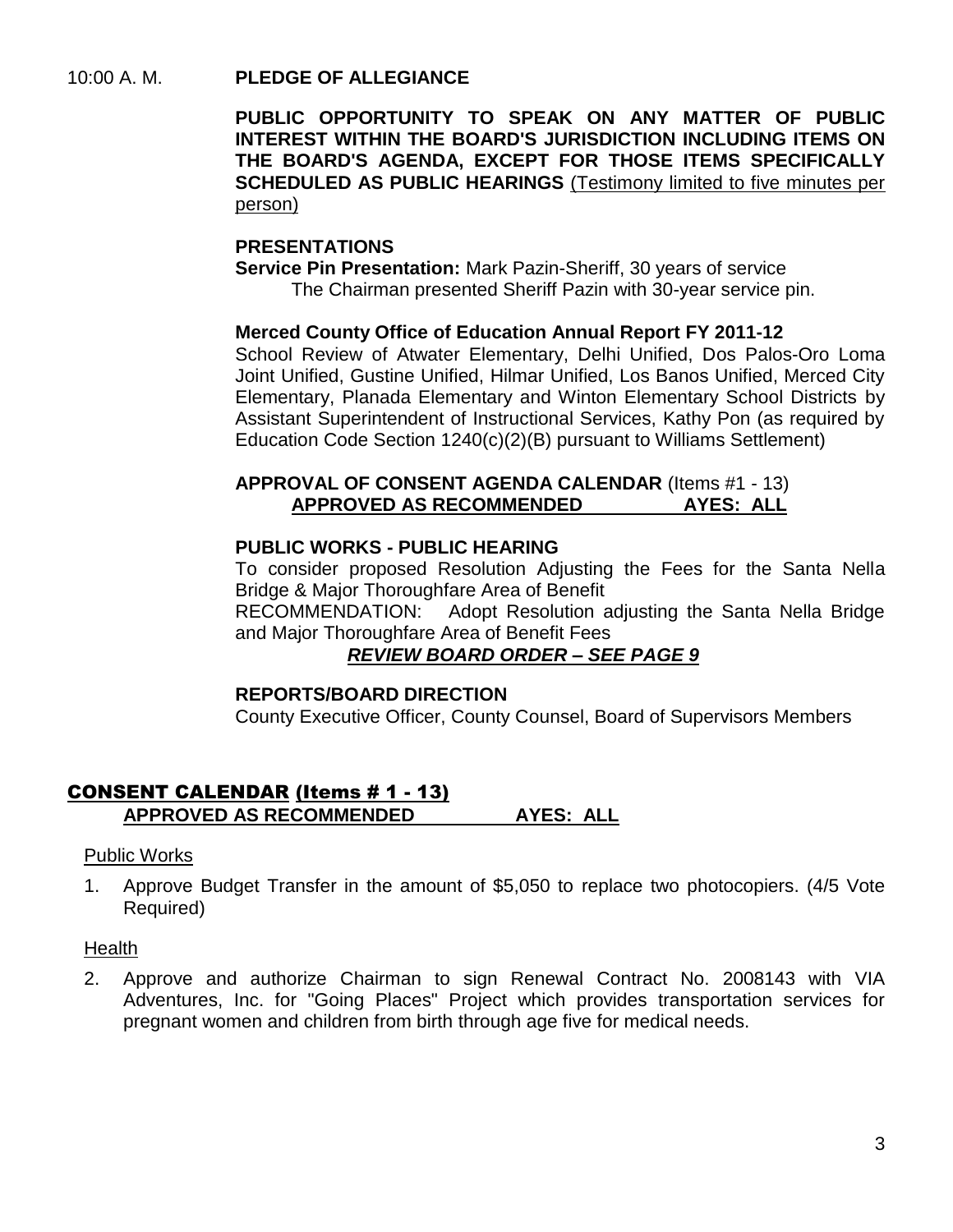10:00 A. M. **PLEDGE OF ALLEGIANCE**

**PUBLIC OPPORTUNITY TO SPEAK ON ANY MATTER OF PUBLIC INTEREST WITHIN THE BOARD'S JURISDICTION INCLUDING ITEMS ON THE BOARD'S AGENDA, EXCEPT FOR THOSE ITEMS SPECIFICALLY SCHEDULED AS PUBLIC HEARINGS** (Testimony limited to five minutes per person)

**PRESENTATIONS**

**Service Pin Presentation:** Mark Pazin-Sheriff, 30 years of service

The Chairman presented Sheriff Pazin with 30-year service pin.

**Merced County Office of Education Annual Report FY 2011-12**

School Review of Atwater Elementary, Delhi Unified, Dos Palos-Oro Loma Joint Unified, Gustine Unified, Hilmar Unified, Los Banos Unified, Merced City Elementary, Planada Elementary and Winton Elementary School Districts by Assistant Superintendent of Instructional Services, Kathy Pon (as required by Education Code Section 1240(c)(2)(B) pursuant to Williams Settlement)

**APPROVAL OF CONSENT AGENDA CALENDAR** (Items #1 - 13)

**APPROVED AS RECOMMENDED AYES: ALL**

**PUBLIC WORKS - PUBLIC HEARING**

To consider proposed Resolution Adjusting the Fees for the Santa Nella Bridge & Major Thoroughfare Area of Benefit

RECOMMENDATION: Adopt Resolution adjusting the Santa Nella Bridge and Major Thoroughfare Area of Benefit Fees

***REVIEW BOARD ORDER – SEE PAGE 9***

**REPORTS/BOARD DIRECTION**

County Executive Officer, County Counsel, Board of Supervisors Members

## CONSENT CALENDAR (Items # 1 - 13)

**APPROVED AS RECOMMENDED AYES: ALL**

Public Works

1. Approve Budget Transfer in the amount of $5,050 to replace two photocopiers. (4/5 Vote Required)

Health

2. Approve and authorize Chairman to sign Renewal Contract No. 2008143 with VIA Adventures, Inc. for "Going Places" Project which provides transportation services for pregnant women and children from birth through age five for medical needs.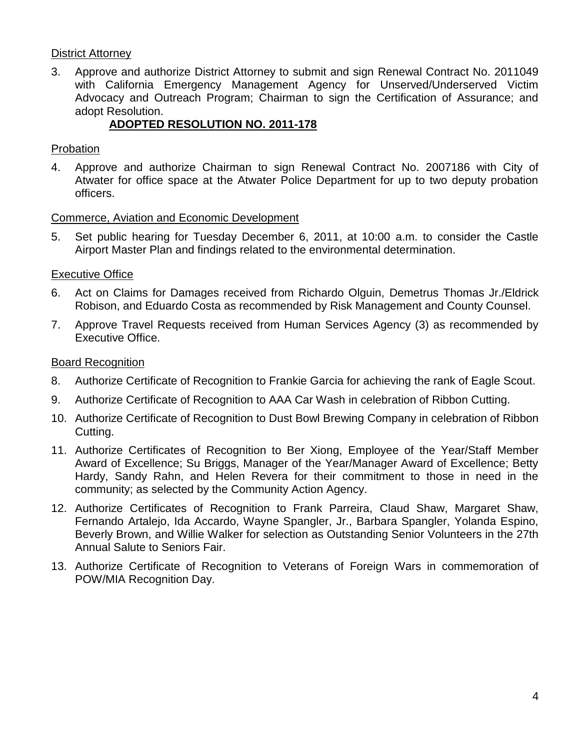District Attorney

3. Approve and authorize District Attorney to submit and sign Renewal Contract No. 2011049 with California Emergency Management Agency for Unserved/Underserved Victim Advocacy and Outreach Program; Chairman to sign the Certification of Assurance; and adopt Resolution.

   **ADOPTED RESOLUTION NO. 2011-178**

Probation

4. Approve and authorize Chairman to sign Renewal Contract No. 2007186 with City of Atwater for office space at the Atwater Police Department for up to two deputy probation officers.

Commerce, Aviation and Economic Development

5. Set public hearing for Tuesday December 6, 2011, at 10:00 a.m. to consider the Castle Airport Master Plan and findings related to the environmental determination.

Executive Office

6. Act on Claims for Damages received from Richardo Olguin, Demetrus Thomas Jr./Eldrick Robison, and Eduardo Costa as recommended by Risk Management and County Counsel.

7. Approve Travel Requests received from Human Services Agency (3) as recommended by Executive Office.

Board Recognition

8. Authorize Certificate of Recognition to Frankie Garcia for achieving the rank of Eagle Scout.

9. Authorize Certificate of Recognition to AAA Car Wash in celebration of Ribbon Cutting.

10. Authorize Certificate of Recognition to Dust Bowl Brewing Company in celebration of Ribbon Cutting.

11. Authorize Certificates of Recognition to Ber Xiong, Employee of the Year/Staff Member Award of Excellence; Su Briggs, Manager of the Year/Manager Award of Excellence; Betty Hardy, Sandy Rahn, and Helen Revera for their commitment to those in need in the community; as selected by the Community Action Agency.

12. Authorize Certificates of Recognition to Frank Parreira, Claud Shaw, Margaret Shaw, Fernando Artalejo, Ida Accardo, Wayne Spangler, Jr., Barbara Spangler, Yolanda Espino, Beverly Brown, and Willie Walker for selection as Outstanding Senior Volunteers in the 27th Annual Salute to Seniors Fair.

13. Authorize Certificate of Recognition to Veterans of Foreign Wars in commemoration of POW/MIA Recognition Day.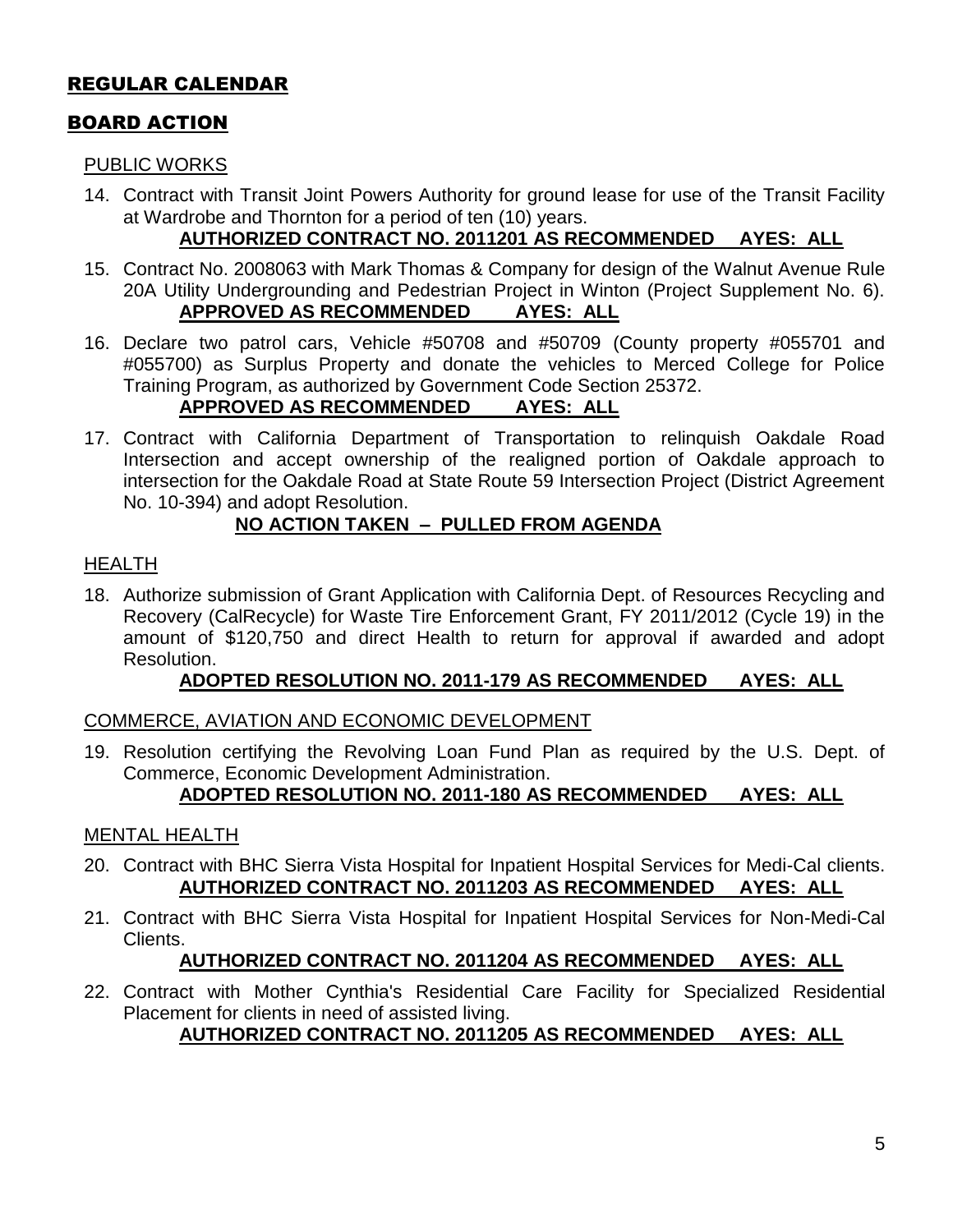## REGULAR CALENDAR

## BOARD ACTION

### PUBLIC WORKS

14. Contract with Transit Joint Powers Authority for ground lease for use of the Transit Facility at Wardrobe and Thornton for a period of ten (10) years.
    **AUTHORIZED CONTRACT NO. 2011201 AS RECOMMENDED AYES: ALL**

15. Contract No. 2008063 with Mark Thomas & Company for design of the Walnut Avenue Rule 20A Utility Undergrounding and Pedestrian Project in Winton (Project Supplement No. 6).
    **APPROVED AS RECOMMENDED AYES: ALL**

16. Declare two patrol cars, Vehicle #50708 and #50709 (County property #055701 and #055700) as Surplus Property and donate the vehicles to Merced College for Police Training Program, as authorized by Government Code Section 25372.
    **APPROVED AS RECOMMENDED AYES: ALL**

17. Contract with California Department of Transportation to relinquish Oakdale Road Intersection and accept ownership of the realigned portion of Oakdale approach to intersection for the Oakdale Road at State Route 59 Intersection Project (District Agreement No. 10-394) and adopt Resolution.
    **NO ACTION TAKEN – PULLED FROM AGENDA**

### HEALTH

18. Authorize submission of Grant Application with California Dept. of Resources Recycling and Recovery (CalRecycle) for Waste Tire Enforcement Grant, FY 2011/2012 (Cycle 19) in the amount of $120,750 and direct Health to return for approval if awarded and adopt Resolution.
    **ADOPTED RESOLUTION NO. 2011-179 AS RECOMMENDED AYES: ALL**

### COMMERCE, AVIATION AND ECONOMIC DEVELOPMENT

19. Resolution certifying the Revolving Loan Fund Plan as required by the U.S. Dept. of Commerce, Economic Development Administration.
    **ADOPTED RESOLUTION NO. 2011-180 AS RECOMMENDED AYES: ALL**

### MENTAL HEALTH

20. Contract with BHC Sierra Vista Hospital for Inpatient Hospital Services for Medi-Cal clients.
    **AUTHORIZED CONTRACT NO. 2011203 AS RECOMMENDED AYES: ALL**

21. Contract with BHC Sierra Vista Hospital for Inpatient Hospital Services for Non-Medi-Cal Clients.
    **AUTHORIZED CONTRACT NO. 2011204 AS RECOMMENDED AYES: ALL**

22. Contract with Mother Cynthia's Residential Care Facility for Specialized Residential Placement for clients in need of assisted living.
    **AUTHORIZED CONTRACT NO. 2011205 AS RECOMMENDED AYES: ALL**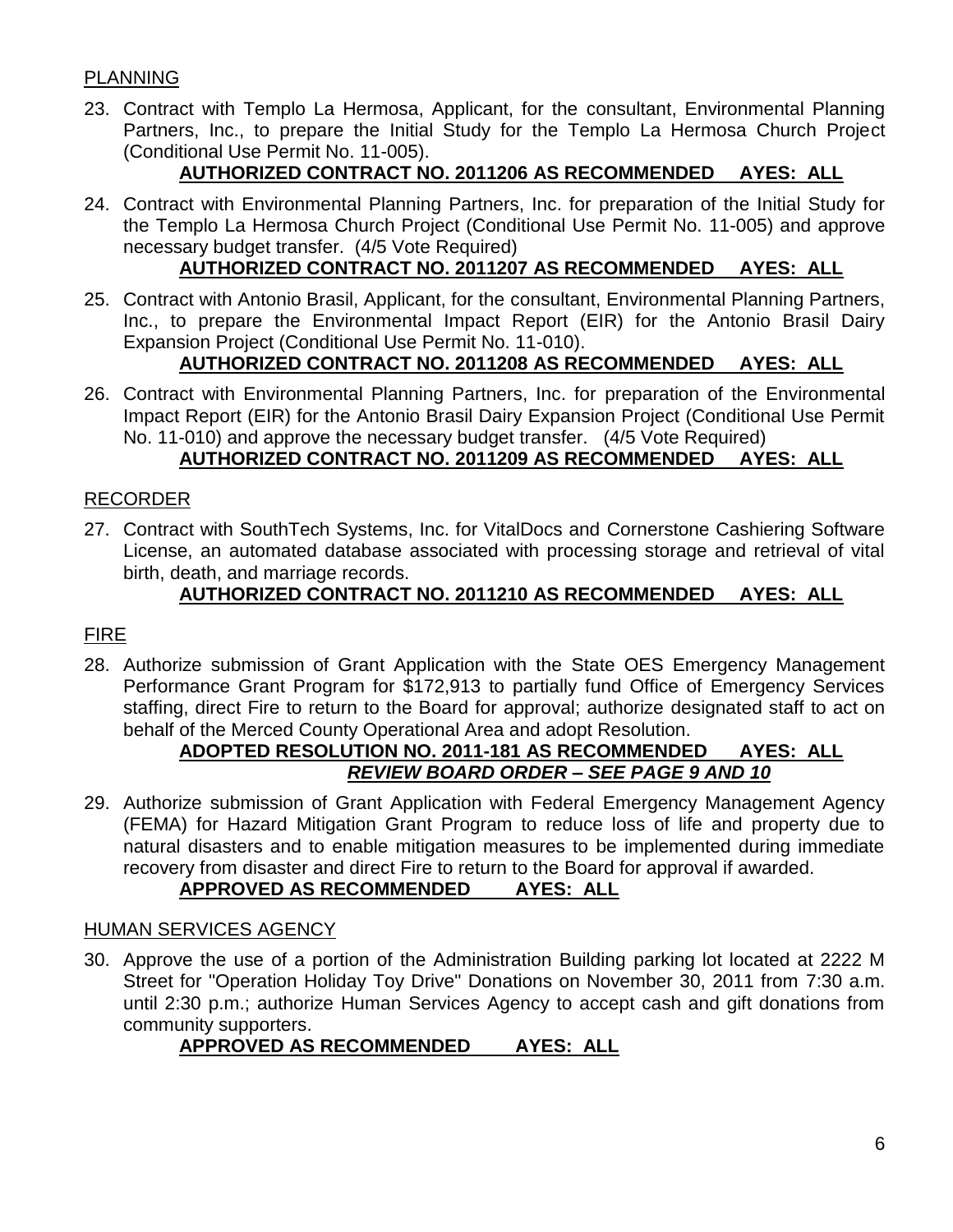PLANNING

23. Contract with Templo La Hermosa, Applicant, for the consultant, Environmental Planning Partners, Inc., to prepare the Initial Study for the Templo La Hermosa Church Project (Conditional Use Permit No. 11-005).
    **AUTHORIZED CONTRACT NO. 2011206 AS RECOMMENDED AYES: ALL**

24. Contract with Environmental Planning Partners, Inc. for preparation of the Initial Study for the Templo La Hermosa Church Project (Conditional Use Permit No. 11-005) and approve necessary budget transfer. (4/5 Vote Required)
    **AUTHORIZED CONTRACT NO. 2011207 AS RECOMMENDED AYES: ALL**

25. Contract with Antonio Brasil, Applicant, for the consultant, Environmental Planning Partners, Inc., to prepare the Environmental Impact Report (EIR) for the Antonio Brasil Dairy Expansion Project (Conditional Use Permit No. 11-010).
    **AUTHORIZED CONTRACT NO. 2011208 AS RECOMMENDED AYES: ALL**

26. Contract with Environmental Planning Partners, Inc. for preparation of the Environmental Impact Report (EIR) for the Antonio Brasil Dairy Expansion Project (Conditional Use Permit No. 11-010) and approve the necessary budget transfer. (4/5 Vote Required)
    **AUTHORIZED CONTRACT NO. 2011209 AS RECOMMENDED AYES: ALL**

RECORDER

27. Contract with SouthTech Systems, Inc. for VitalDocs and Cornerstone Cashiering Software License, an automated database associated with processing storage and retrieval of vital birth, death, and marriage records.
    **AUTHORIZED CONTRACT NO. 2011210 AS RECOMMENDED AYES: ALL**

FIRE

28. Authorize submission of Grant Application with the State OES Emergency Management Performance Grant Program for $172,913 to partially fund Office of Emergency Services staffing, direct Fire to return to the Board for approval; authorize designated staff to act on behalf of the Merced County Operational Area and adopt Resolution.
    **ADOPTED RESOLUTION NO. 2011-181 AS RECOMMENDED AYES: ALL**
    ***REVIEW BOARD ORDER – SEE PAGE 9 AND 10***

29. Authorize submission of Grant Application with Federal Emergency Management Agency (FEMA) for Hazard Mitigation Grant Program to reduce loss of life and property due to natural disasters and to enable mitigation measures to be implemented during immediate recovery from disaster and direct Fire to return to the Board for approval if awarded.
    **APPROVED AS RECOMMENDED AYES: ALL**

HUMAN SERVICES AGENCY

30. Approve the use of a portion of the Administration Building parking lot located at 2222 M Street for "Operation Holiday Toy Drive" Donations on November 30, 2011 from 7:30 a.m. until 2:30 p.m.; authorize Human Services Agency to accept cash and gift donations from community supporters.
    **APPROVED AS RECOMMENDED AYES: ALL**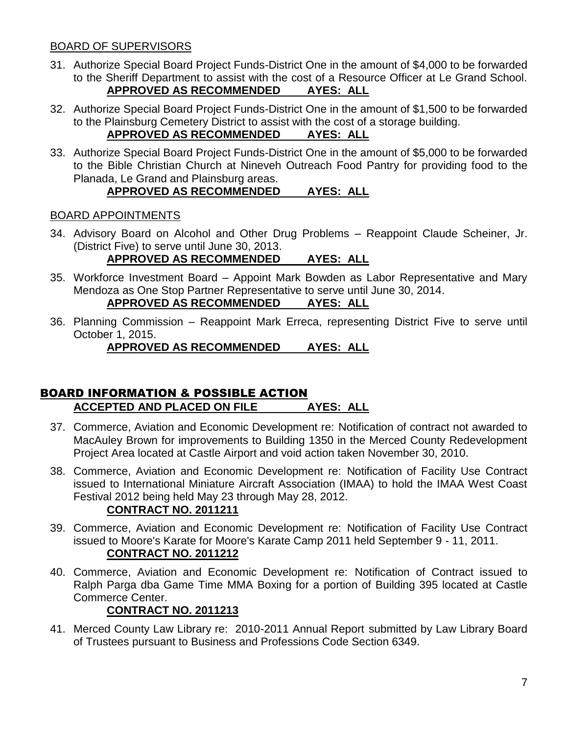## BOARD OF SUPERVISORS

31. Authorize Special Board Project Funds-District One in the amount of $4,000 to be forwarded to the Sheriff Department to assist with the cost of a Resource Officer at Le Grand School.
**APPROVED AS RECOMMENDED AYES: ALL**

32. Authorize Special Board Project Funds-District One in the amount of $1,500 to be forwarded to the Plainsburg Cemetery District to assist with the cost of a storage building.
**APPROVED AS RECOMMENDED AYES: ALL**

33. Authorize Special Board Project Funds-District One in the amount of $5,000 to be forwarded to the Bible Christian Church at Nineveh Outreach Food Pantry for providing food to the Planada, Le Grand and Plainsburg areas.
**APPROVED AS RECOMMENDED AYES: ALL**

## BOARD APPOINTMENTS

34. Advisory Board on Alcohol and Other Drug Problems – Reappoint Claude Scheiner, Jr. (District Five) to serve until June 30, 2013.
**APPROVED AS RECOMMENDED AYES: ALL**

35. Workforce Investment Board – Appoint Mark Bowden as Labor Representative and Mary Mendoza as One Stop Partner Representative to serve until June 30, 2014.
**APPROVED AS RECOMMENDED AYES: ALL**

36. Planning Commission – Reappoint Mark Erreca, representing District Five to serve until October 1, 2015.
**APPROVED AS RECOMMENDED AYES: ALL**

## BOARD INFORMATION & POSSIBLE ACTION

**ACCEPTED AND PLACED ON FILE AYES: ALL**

37. Commerce, Aviation and Economic Development re: Notification of contract not awarded to MacAuley Brown for improvements to Building 1350 in the Merced County Redevelopment Project Area located at Castle Airport and void action taken November 30, 2010.

38. Commerce, Aviation and Economic Development re: Notification of Facility Use Contract issued to International Miniature Aircraft Association (IMAA) to hold the IMAA West Coast Festival 2012 being held May 23 through May 28, 2012.
**CONTRACT NO. 2011211**

39. Commerce, Aviation and Economic Development re: Notification of Facility Use Contract issued to Moore's Karate for Moore's Karate Camp 2011 held September 9 - 11, 2011.
**CONTRACT NO. 2011212**

40. Commerce, Aviation and Economic Development re: Notification of Contract issued to Ralph Parga dba Game Time MMA Boxing for a portion of Building 395 located at Castle Commerce Center.
**CONTRACT NO. 2011213**

41. Merced County Law Library re: 2010-2011 Annual Report submitted by Law Library Board of Trustees pursuant to Business and Professions Code Section 6349.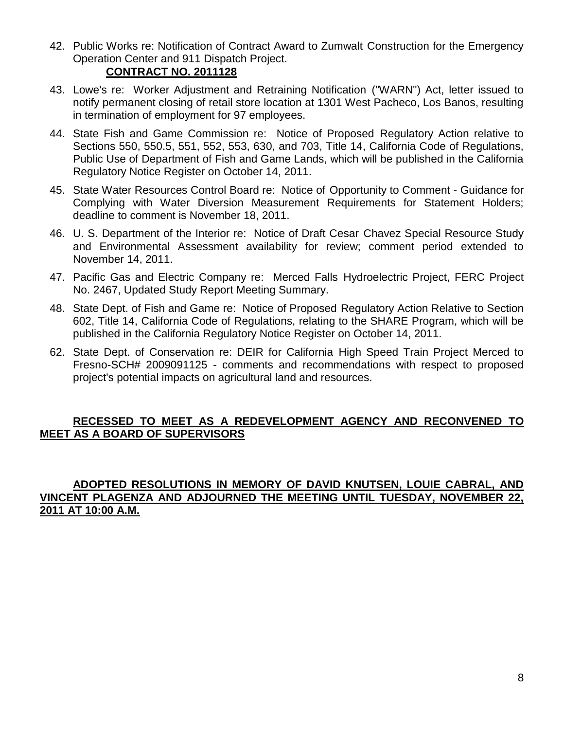42. Public Works re: Notification of Contract Award to Zumwalt Construction for the Emergency Operation Center and 911 Dispatch Project.
    **CONTRACT NO. 2011128**

43. Lowe's re: Worker Adjustment and Retraining Notification ("WARN") Act, letter issued to notify permanent closing of retail store location at 1301 West Pacheco, Los Banos, resulting in termination of employment for 97 employees.

44. State Fish and Game Commission re: Notice of Proposed Regulatory Action relative to Sections 550, 550.5, 551, 552, 553, 630, and 703, Title 14, California Code of Regulations, Public Use of Department of Fish and Game Lands, which will be published in the California Regulatory Notice Register on October 14, 2011.

45. State Water Resources Control Board re: Notice of Opportunity to Comment - Guidance for Complying with Water Diversion Measurement Requirements for Statement Holders; deadline to comment is November 18, 2011.

46. U. S. Department of the Interior re: Notice of Draft Cesar Chavez Special Resource Study and Environmental Assessment availability for review; comment period extended to November 14, 2011.

47. Pacific Gas and Electric Company re: Merced Falls Hydroelectric Project, FERC Project No. 2467, Updated Study Report Meeting Summary.

48. State Dept. of Fish and Game re: Notice of Proposed Regulatory Action Relative to Section 602, Title 14, California Code of Regulations, relating to the SHARE Program, which will be published in the California Regulatory Notice Register on October 14, 2011.

62. State Dept. of Conservation re: DEIR for California High Speed Train Project Merced to Fresno-SCH# 2009091125 - comments and recommendations with respect to proposed project's potential impacts on agricultural land and resources.

**RECESSED TO MEET AS A REDEVELOPMENT AGENCY AND RECONVENED TO MEET AS A BOARD OF SUPERVISORS**

**ADOPTED RESOLUTIONS IN MEMORY OF DAVID KNUTSEN, LOUIE CABRAL, AND VINCENT PLAGENZA AND ADJOURNED THE MEETING UNTIL TUESDAY, NOVEMBER 22, 2011 AT 10:00 A.M.**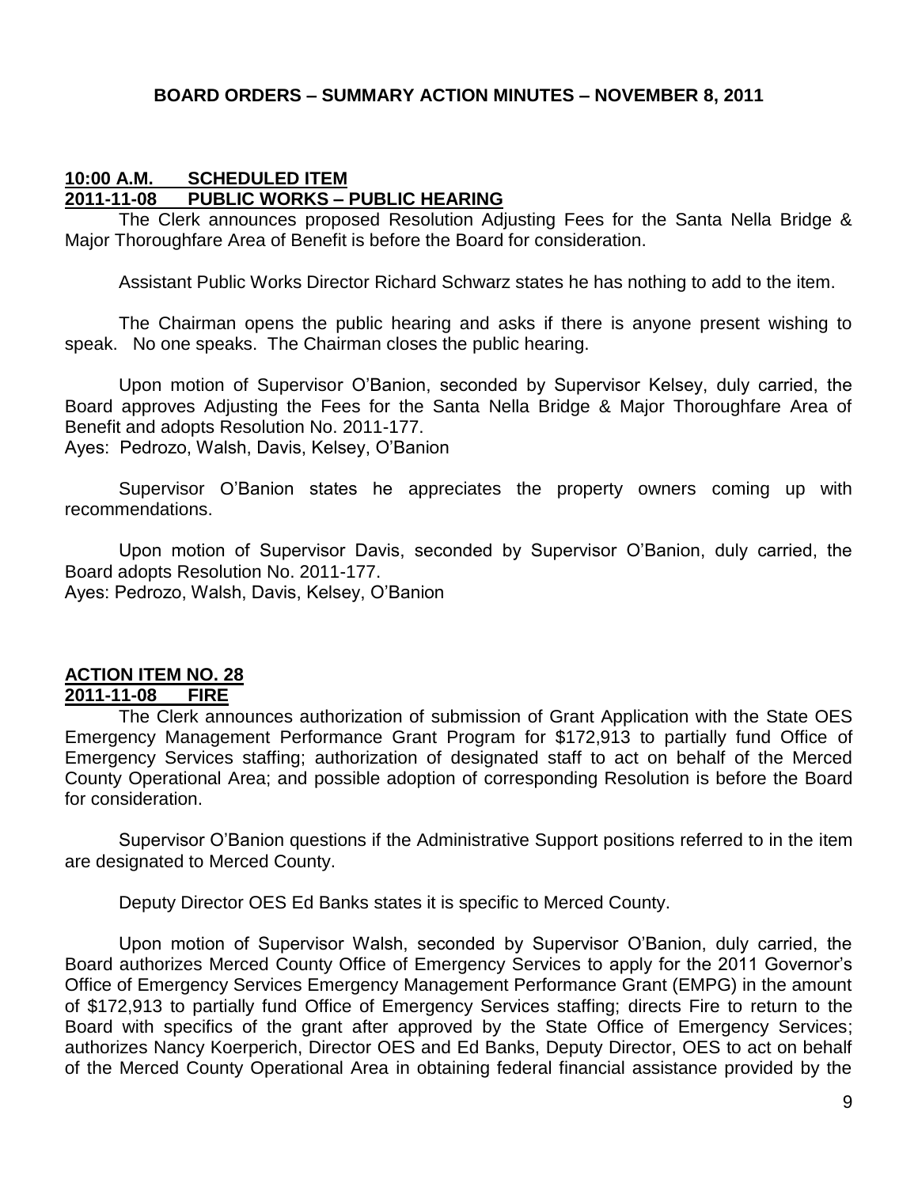**BOARD ORDERS – SUMMARY ACTION MINUTES – NOVEMBER 8, 2011**

**10:00 A.M. SCHEDULED ITEM**
**2011-11-08 PUBLIC WORKS – PUBLIC HEARING**

The Clerk announces proposed Resolution Adjusting Fees for the Santa Nella Bridge & Major Thoroughfare Area of Benefit is before the Board for consideration.

Assistant Public Works Director Richard Schwarz states he has nothing to add to the item.

The Chairman opens the public hearing and asks if there is anyone present wishing to speak. No one speaks. The Chairman closes the public hearing.

Upon motion of Supervisor O'Banion, seconded by Supervisor Kelsey, duly carried, the Board approves Adjusting the Fees for the Santa Nella Bridge & Major Thoroughfare Area of Benefit and adopts Resolution No. 2011-177.
Ayes: Pedrozo, Walsh, Davis, Kelsey, O'Banion

Supervisor O'Banion states he appreciates the property owners coming up with recommendations.

Upon motion of Supervisor Davis, seconded by Supervisor O'Banion, duly carried, the Board adopts Resolution No. 2011-177.
Ayes: Pedrozo, Walsh, Davis, Kelsey, O'Banion

**ACTION ITEM NO. 28**
**2011-11-08 FIRE**

The Clerk announces authorization of submission of Grant Application with the State OES Emergency Management Performance Grant Program for $172,913 to partially fund Office of Emergency Services staffing; authorization of designated staff to act on behalf of the Merced County Operational Area; and possible adoption of corresponding Resolution is before the Board for consideration.

Supervisor O'Banion questions if the Administrative Support positions referred to in the item are designated to Merced County.

Deputy Director OES Ed Banks states it is specific to Merced County.

Upon motion of Supervisor Walsh, seconded by Supervisor O'Banion, duly carried, the Board authorizes Merced County Office of Emergency Services to apply for the 2011 Governor's Office of Emergency Services Emergency Management Performance Grant (EMPG) in the amount of $172,913 to partially fund Office of Emergency Services staffing; directs Fire to return to the Board with specifics of the grant after approved by the State Office of Emergency Services; authorizes Nancy Koerperich, Director OES and Ed Banks, Deputy Director, OES to act on behalf of the Merced County Operational Area in obtaining federal financial assistance provided by the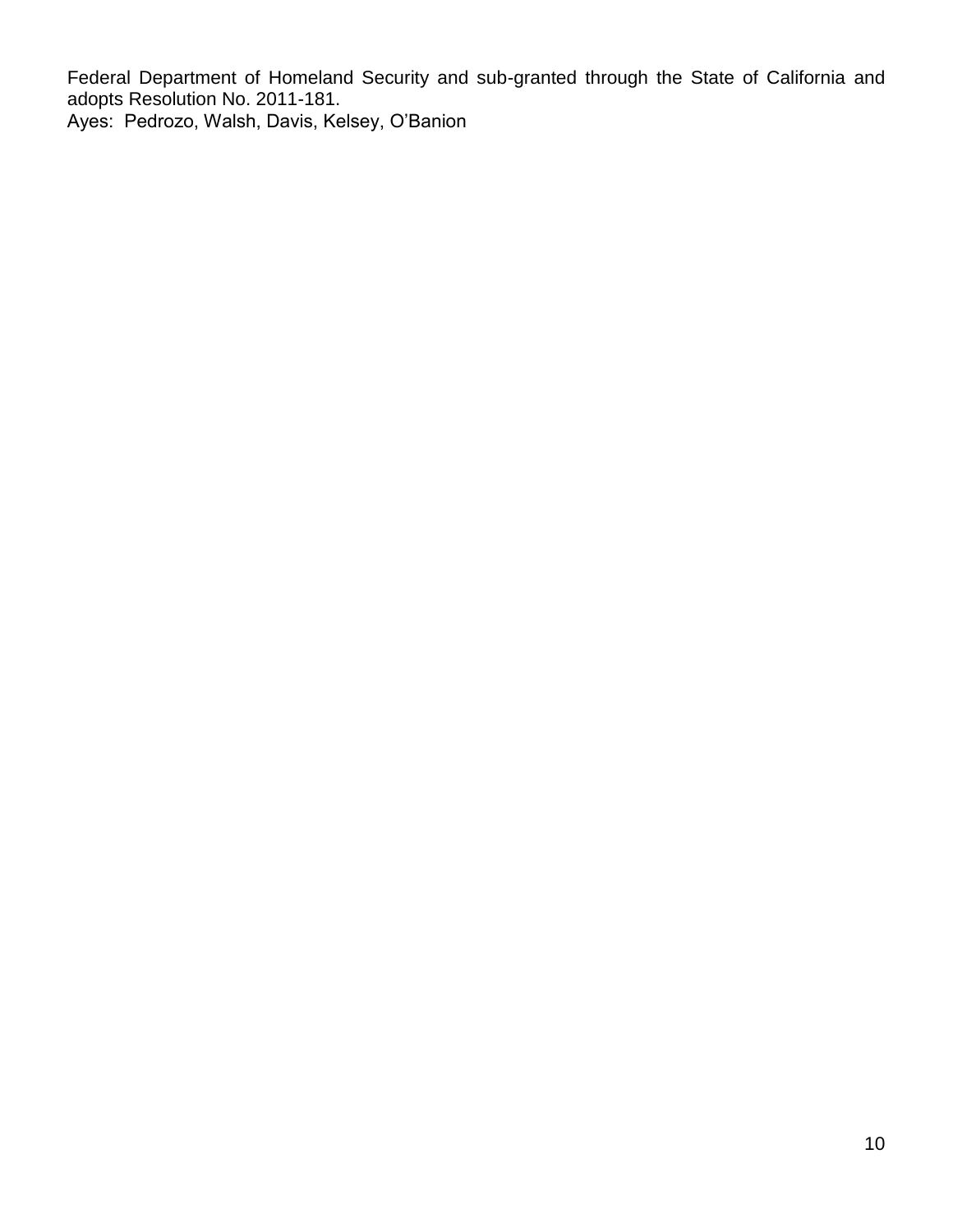Federal Department of Homeland Security and sub-granted through the State of California and adopts Resolution No. 2011-181.
Ayes: Pedrozo, Walsh, Davis, Kelsey, O'Banion